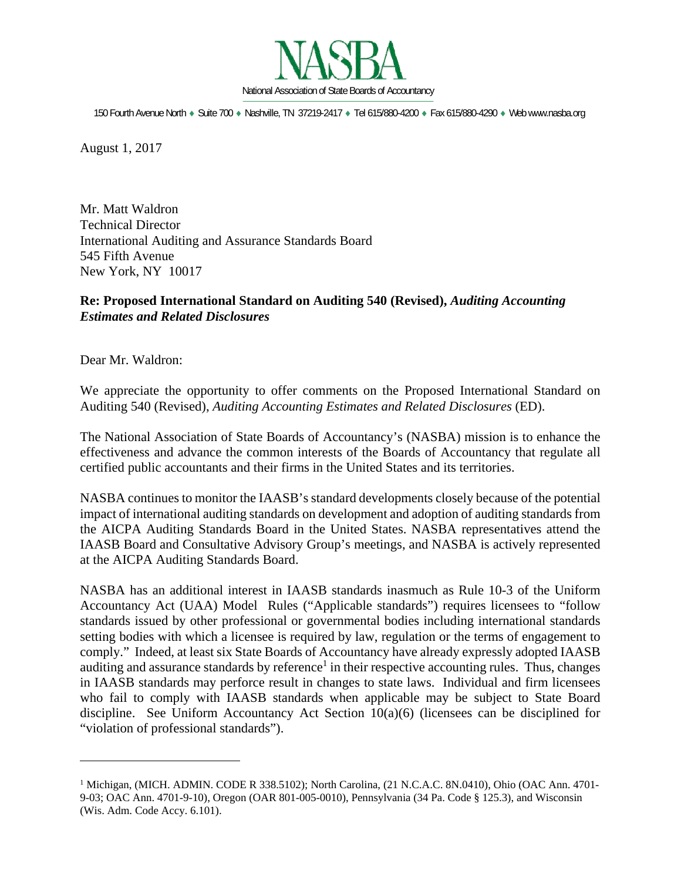NASBA

National Association of State Boards of Accountancy

150 Fourth Avenue North ♦ Suite 700 ♦ Nashville, TN 37219-2417 ♦ Tel 615/880-4200 ♦ Fax 615/880-4290 ♦ Web www.nasba.org

August 1, 2017

Mr. Matt Waldron
Technical Director
International Auditing and Assurance Standards Board
545 Fifth Avenue
New York, NY 10017

**Re: Proposed International Standard on Auditing 540 (Revised), *Auditing Accounting Estimates and Related Disclosures***

Dear Mr. Waldron:

We appreciate the opportunity to offer comments on the Proposed International Standard on Auditing 540 (Revised), *Auditing Accounting Estimates and Related Disclosures* (ED).

The National Association of State Boards of Accountancy's (NASBA) mission is to enhance the effectiveness and advance the common interests of the Boards of Accountancy that regulate all certified public accountants and their firms in the United States and its territories.

NASBA continues to monitor the IAASB's standard developments closely because of the potential impact of international auditing standards on development and adoption of auditing standards from the AICPA Auditing Standards Board in the United States. NASBA representatives attend the IAASB Board and Consultative Advisory Group's meetings, and NASBA is actively represented at the AICPA Auditing Standards Board.

NASBA has an additional interest in IAASB standards inasmuch as Rule 10-3 of the Uniform Accountancy Act (UAA) Model Rules ("Applicable standards") requires licensees to "follow standards issued by other professional or governmental bodies including international standards setting bodies with which a licensee is required by law, regulation or the terms of engagement to comply." Indeed, at least six State Boards of Accountancy have already expressly adopted IAASB auditing and assurance standards by reference[1] in their respective accounting rules. Thus, changes in IAASB standards may perforce result in changes to state laws. Individual and firm licensees who fail to comply with IAASB standards when applicable may be subject to State Board discipline. See Uniform Accountancy Act Section 10(a)(6) (licensees can be disciplined for "violation of professional standards").

---

[1] Michigan, (MICH. ADMIN. CODE R 338.5102); North Carolina, (21 N.C.A.C. 8N.0410), Ohio (OAC Ann. 4701-9-03; OAC Ann. 4701-9-10), Oregon (OAR 801-005-0010), Pennsylvania (34 Pa. Code § 125.3), and Wisconsin (Wis. Adm. Code Accy. 6.101).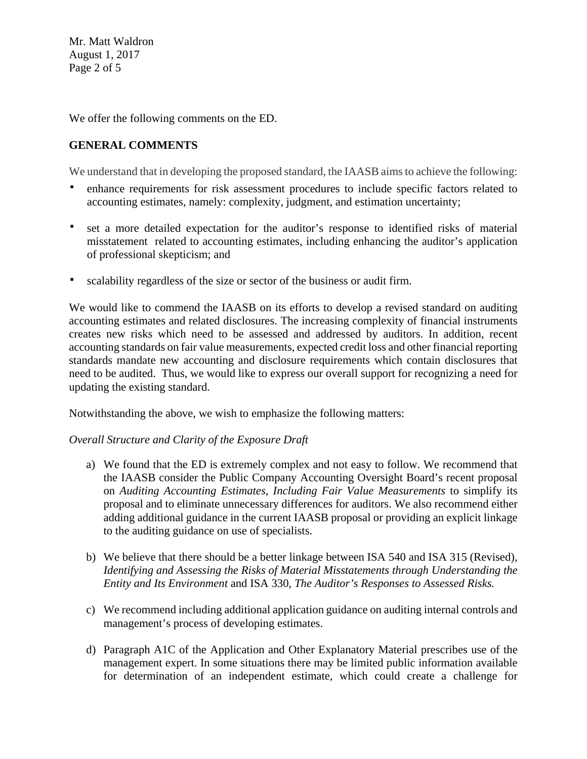We offer the following comments on the ED.

**GENERAL COMMENTS**

We understand that in developing the proposed standard, the IAASB aims to achieve the following:

- enhance requirements for risk assessment procedures to include specific factors related to accounting estimates, namely: complexity, judgment, and estimation uncertainty;
- set a more detailed expectation for the auditor's response to identified risks of material misstatement related to accounting estimates, including enhancing the auditor's application of professional skepticism; and
- scalability regardless of the size or sector of the business or audit firm.

We would like to commend the IAASB on its efforts to develop a revised standard on auditing accounting estimates and related disclosures. The increasing complexity of financial instruments creates new risks which need to be assessed and addressed by auditors. In addition, recent accounting standards on fair value measurements, expected credit loss and other financial reporting standards mandate new accounting and disclosure requirements which contain disclosures that need to be audited. Thus, we would like to express our overall support for recognizing a need for updating the existing standard.

Notwithstanding the above, we wish to emphasize the following matters:

*Overall Structure and Clarity of the Exposure Draft*

a) We found that the ED is extremely complex and not easy to follow. We recommend that the IAASB consider the Public Company Accounting Oversight Board's recent proposal on *Auditing Accounting Estimates, Including Fair Value Measurements* to simplify its proposal and to eliminate unnecessary differences for auditors. We also recommend either adding additional guidance in the current IAASB proposal or providing an explicit linkage to the auditing guidance on use of specialists.

b) We believe that there should be a better linkage between ISA 540 and ISA 315 (Revised), *Identifying and Assessing the Risks of Material Misstatements through Understanding the Entity and Its Environment* and ISA 330, *The Auditor's Responses to Assessed Risks.*

c) We recommend including additional application guidance on auditing internal controls and management's process of developing estimates.

d) Paragraph A1C of the Application and Other Explanatory Material prescribes use of the management expert. In some situations there may be limited public information available for determination of an independent estimate, which could create a challenge for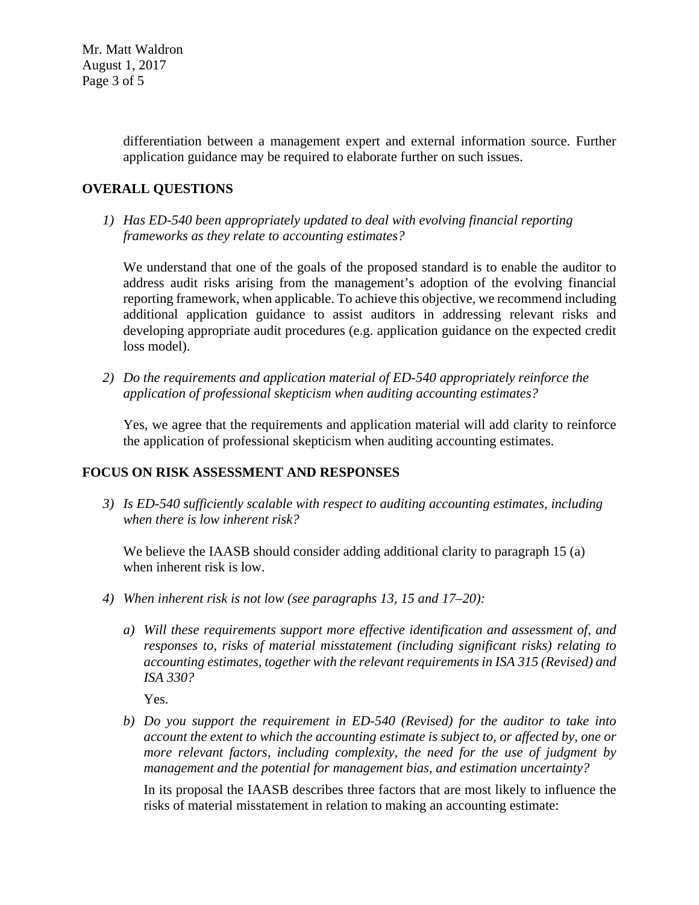differentiation between a management expert and external information source. Further application guidance may be required to elaborate further on such issues.

## OVERALL QUESTIONS

1) *Has ED-540 been appropriately updated to deal with evolving financial reporting frameworks as they relate to accounting estimates?*

   We understand that one of the goals of the proposed standard is to enable the auditor to address audit risks arising from the management's adoption of the evolving financial reporting framework, when applicable. To achieve this objective, we recommend including additional application guidance to assist auditors in addressing relevant risks and developing appropriate audit procedures (e.g. application guidance on the expected credit loss model).

2) *Do the requirements and application material of ED-540 appropriately reinforce the application of professional skepticism when auditing accounting estimates?*

   Yes, we agree that the requirements and application material will add clarity to reinforce the application of professional skepticism when auditing accounting estimates.

## FOCUS ON RISK ASSESSMENT AND RESPONSES

3) *Is ED-540 sufficiently scalable with respect to auditing accounting estimates, including when there is low inherent risk?*

   We believe the IAASB should consider adding additional clarity to paragraph 15 (a) when inherent risk is low.

4) *When inherent risk is not low (see paragraphs 13, 15 and 17–20):*

   a) *Will these requirements support more effective identification and assessment of, and responses to, risks of material misstatement (including significant risks) relating to accounting estimates, together with the relevant requirements in ISA 315 (Revised) and ISA 330?*

      Yes.

   b) *Do you support the requirement in ED-540 (Revised) for the auditor to take into account the extent to which the accounting estimate is subject to, or affected by, one or more relevant factors, including complexity, the need for the use of judgment by management and the potential for management bias, and estimation uncertainty?*

      In its proposal the IAASB describes three factors that are most likely to influence the risks of material misstatement in relation to making an accounting estimate: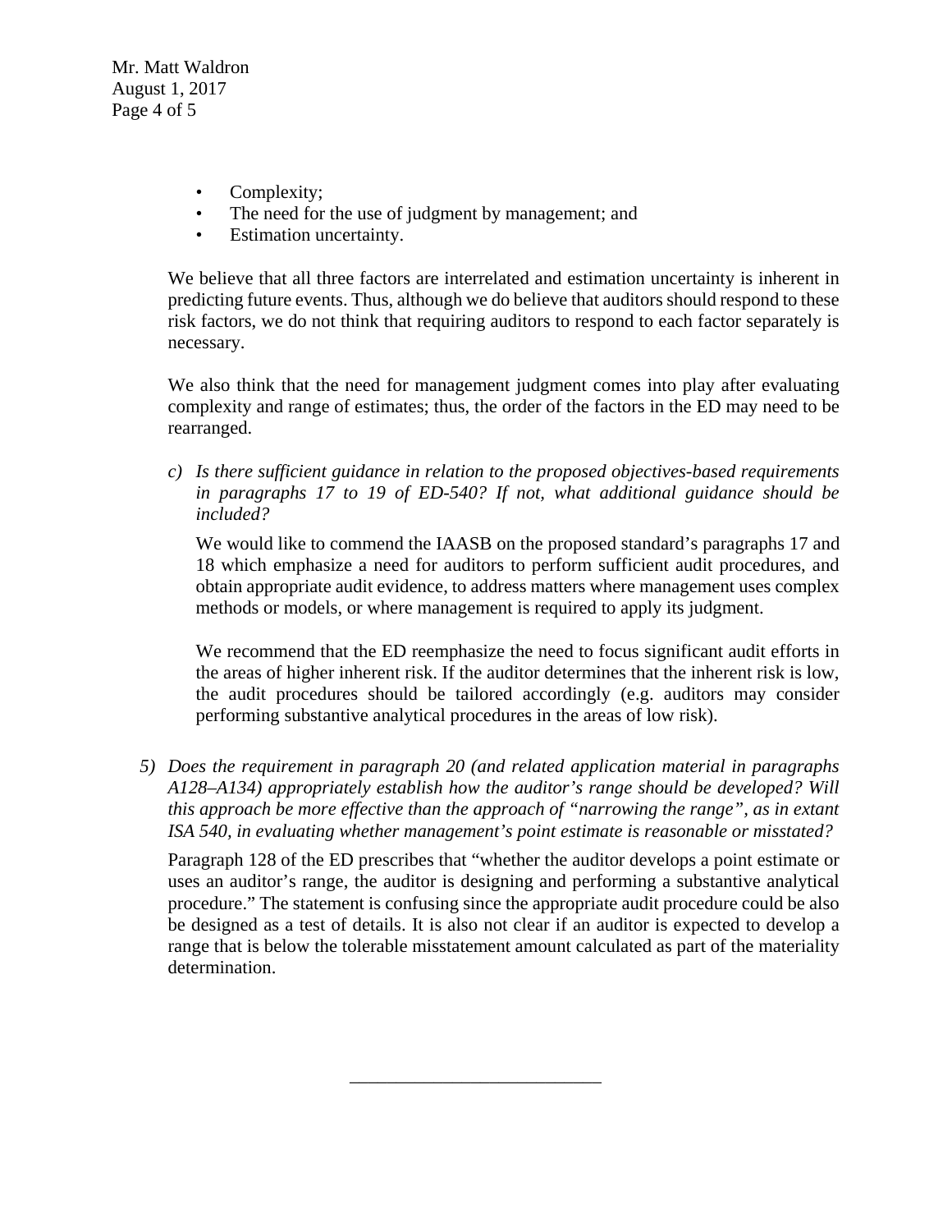- Complexity;
- The need for the use of judgment by management; and
- Estimation uncertainty.

We believe that all three factors are interrelated and estimation uncertainty is inherent in predicting future events. Thus, although we do believe that auditors should respond to these risk factors, we do not think that requiring auditors to respond to each factor separately is necessary.

We also think that the need for management judgment comes into play after evaluating complexity and range of estimates; thus, the order of the factors in the ED may need to be rearranged.

c) *Is there sufficient guidance in relation to the proposed objectives-based requirements in paragraphs 17 to 19 of ED-540? If not, what additional guidance should be included?*

   We would like to commend the IAASB on the proposed standard's paragraphs 17 and 18 which emphasize a need for auditors to perform sufficient audit procedures, and obtain appropriate audit evidence, to address matters where management uses complex methods or models, or where management is required to apply its judgment.

   We recommend that the ED reemphasize the need to focus significant audit efforts in the areas of higher inherent risk. If the auditor determines that the inherent risk is low, the audit procedures should be tailored accordingly (e.g. auditors may consider performing substantive analytical procedures in the areas of low risk).

5) *Does the requirement in paragraph 20 (and related application material in paragraphs A128–A134) appropriately establish how the auditor's range should be developed? Will this approach be more effective than the approach of "narrowing the range", as in extant ISA 540, in evaluating whether management's point estimate is reasonable or misstated?*

   Paragraph 128 of the ED prescribes that "whether the auditor develops a point estimate or uses an auditor's range, the auditor is designing and performing a substantive analytical procedure." The statement is confusing since the appropriate audit procedure could be also be designed as a test of details. It is also not clear if an auditor is expected to develop a range that is below the tolerable misstatement amount calculated as part of the materiality determination.

---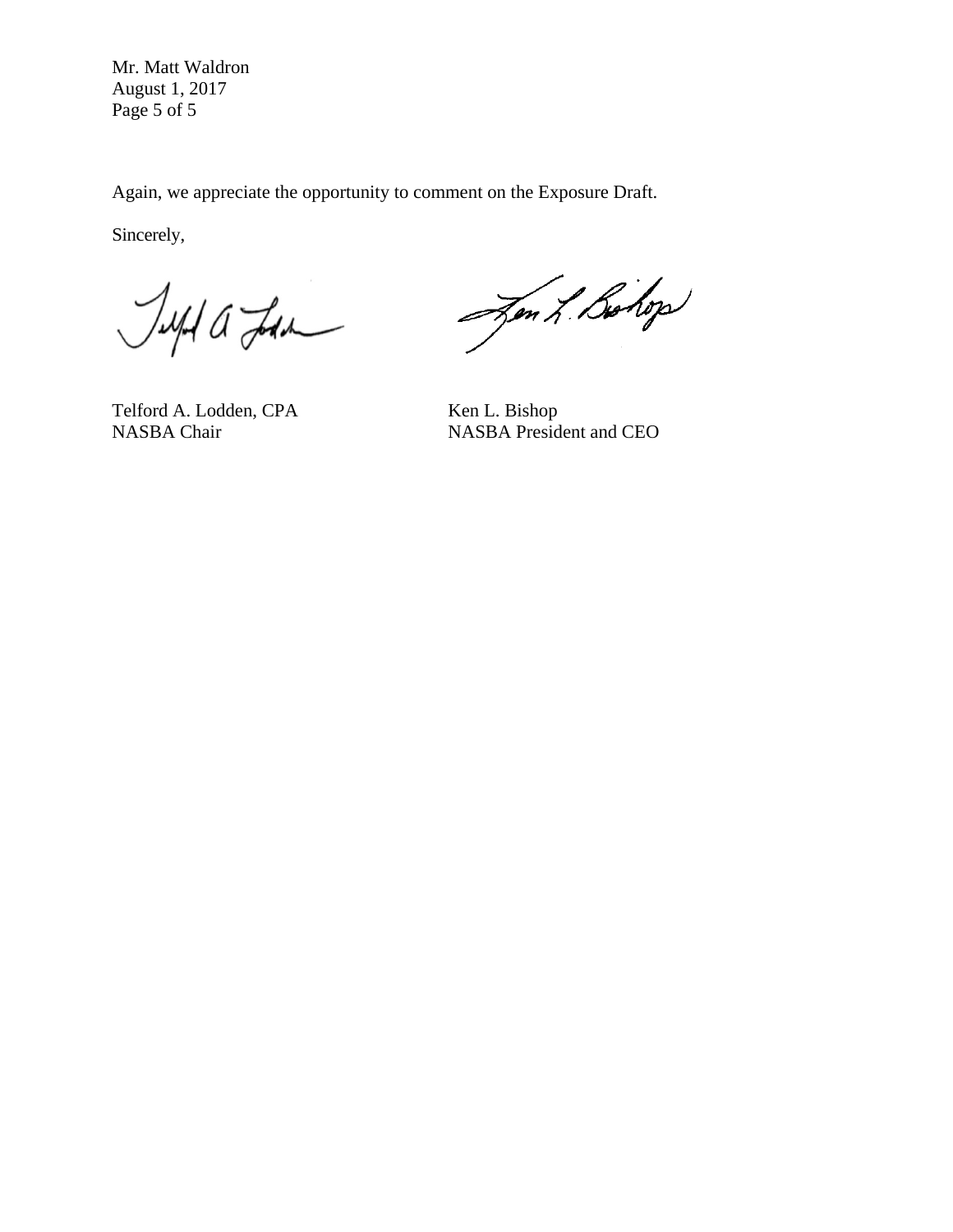Again, we appreciate the opportunity to comment on the Exposure Draft.

Sincerely,

| | |
|---|---|
| Telford A. Lodden, CPA | Ken L. Bishop |
| NASBA Chair | NASBA President and CEO |